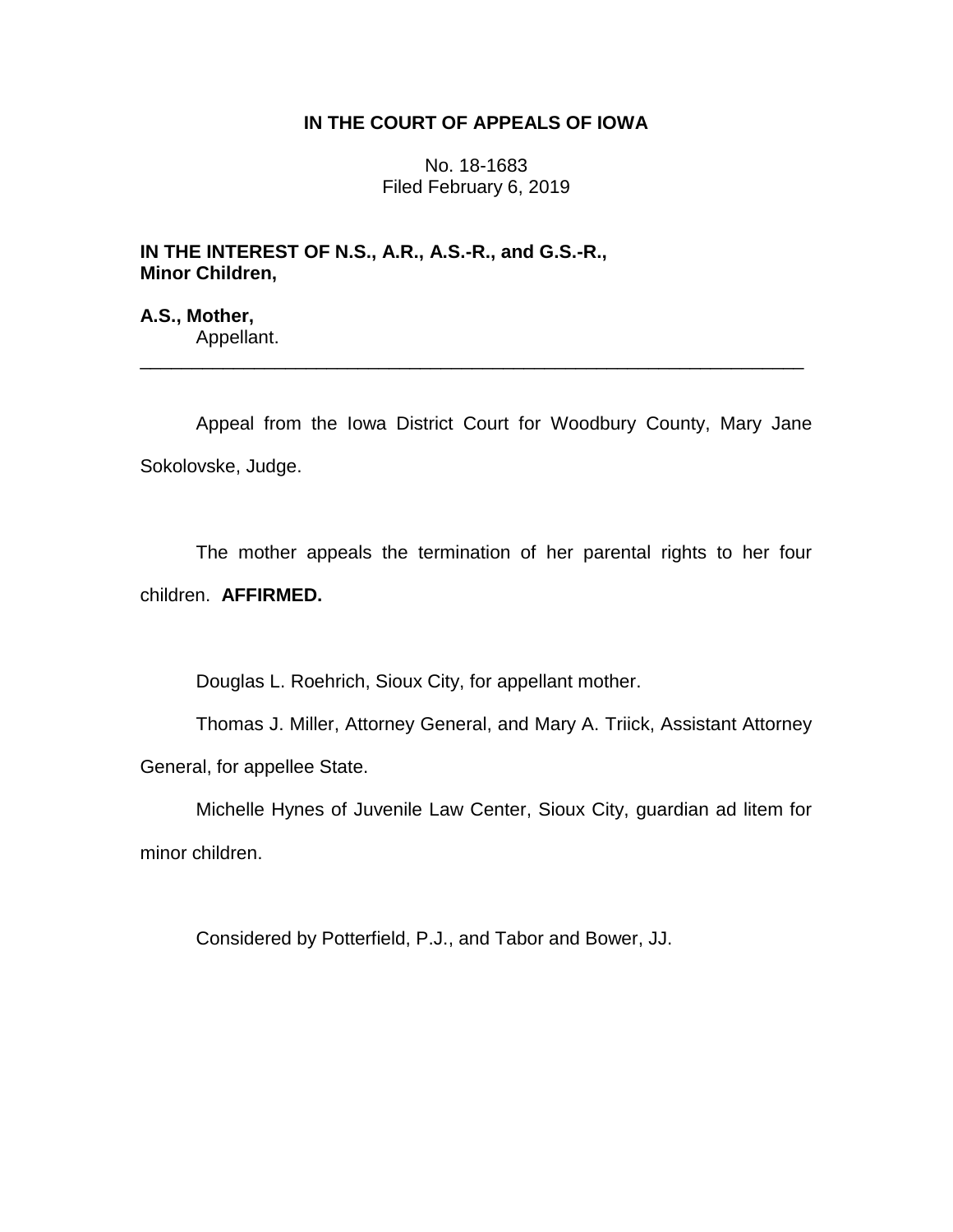**IN THE COURT OF APPEALS OF IOWA**

No. 18-1683
Filed February 6, 2019

**IN THE INTEREST OF N.S., A.R., A.S.-R., and G.S.-R., Minor Children,**

**A.S., Mother,**
Appellant.

---

Appeal from the Iowa District Court for Woodbury County, Mary Jane Sokolovske, Judge.

The mother appeals the termination of her parental rights to her four children. **AFFIRMED.**

Douglas L. Roehrich, Sioux City, for appellant mother.

Thomas J. Miller, Attorney General, and Mary A. Triick, Assistant Attorney General, for appellee State.

Michelle Hynes of Juvenile Law Center, Sioux City, guardian ad litem for minor children.

Considered by Potterfield, P.J., and Tabor and Bower, JJ.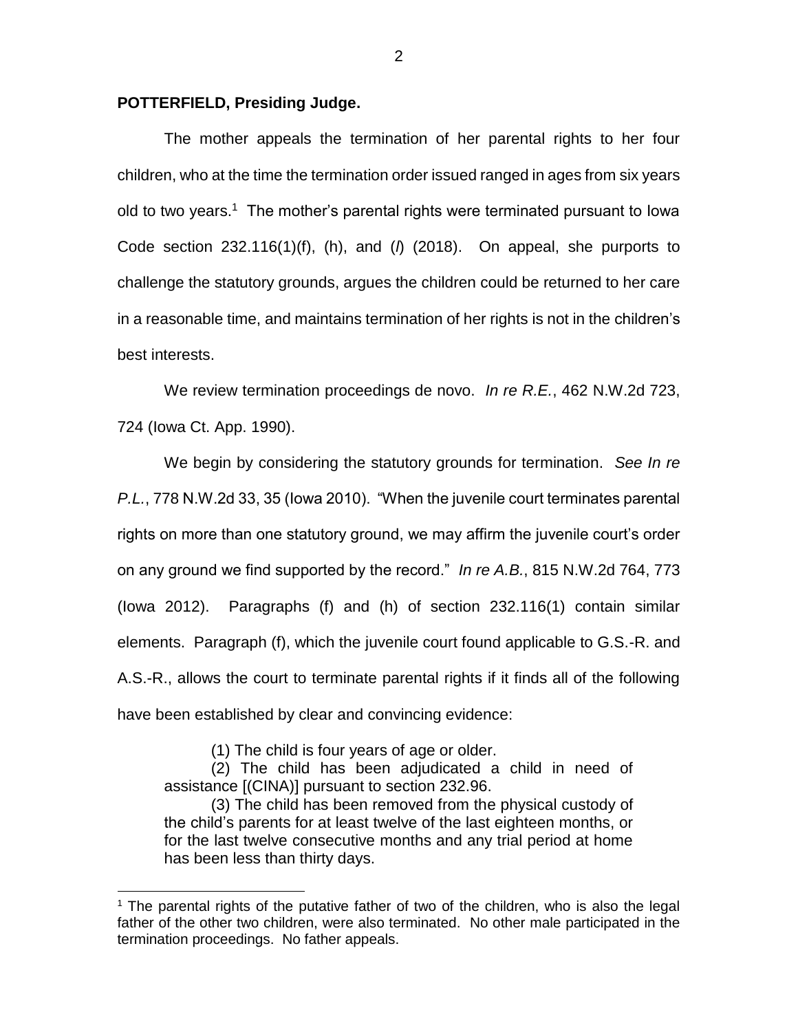**POTTERFIELD, Presiding Judge.**

The mother appeals the termination of her parental rights to her four children, who at the time the termination order issued ranged in ages from six years old to two years.[1] The mother's parental rights were terminated pursuant to Iowa Code section 232.116(1)(f), (h), and (*l*) (2018). On appeal, she purports to challenge the statutory grounds, argues the children could be returned to her care in a reasonable time, and maintains termination of her rights is not in the children's best interests.

We review termination proceedings de novo. *In re R.E.*, 462 N.W.2d 723, 724 (Iowa Ct. App. 1990).

We begin by considering the statutory grounds for termination. *See In re P.L.*, 778 N.W.2d 33, 35 (Iowa 2010). "When the juvenile court terminates parental rights on more than one statutory ground, we may affirm the juvenile court's order on any ground we find supported by the record." *In re A.B.*, 815 N.W.2d 764, 773 (Iowa 2012). Paragraphs (f) and (h) of section 232.116(1) contain similar elements. Paragraph (f), which the juvenile court found applicable to G.S.-R. and A.S.-R., allows the court to terminate parental rights if it finds all of the following have been established by clear and convincing evidence:

> (1) The child is four years of age or older.
>
> (2) The child has been adjudicated a child in need of assistance [(CINA)] pursuant to section 232.96.
>
> (3) The child has been removed from the physical custody of the child's parents for at least twelve of the last eighteen months, or for the last twelve consecutive months and any trial period at home has been less than thirty days.

---

[1] The parental rights of the putative father of two of the children, who is also the legal father of the other two children, were also terminated. No other male participated in the termination proceedings. No father appeals.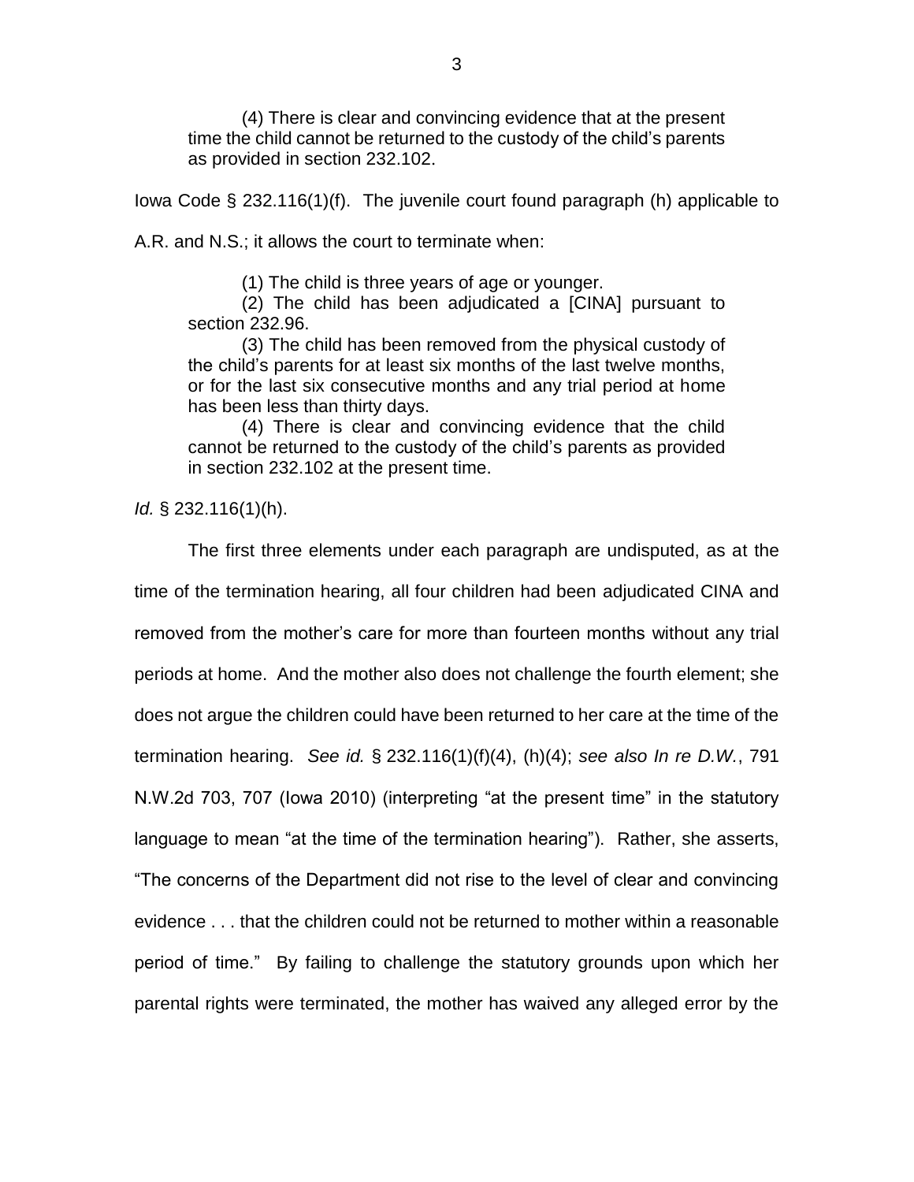> (4) There is clear and convincing evidence that at the present time the child cannot be returned to the custody of the child's parents as provided in section 232.102.

Iowa Code § 232.116(1)(f). The juvenile court found paragraph (h) applicable to A.R. and N.S.; it allows the court to terminate when:

> (1) The child is three years of age or younger.
>
> (2) The child has been adjudicated a [CINA] pursuant to section 232.96.
>
> (3) The child has been removed from the physical custody of the child's parents for at least six months of the last twelve months, or for the last six consecutive months and any trial period at home has been less than thirty days.
>
> (4) There is clear and convincing evidence that the child cannot be returned to the custody of the child's parents as provided in section 232.102 at the present time.

*Id.* § 232.116(1)(h).

The first three elements under each paragraph are undisputed, as at the time of the termination hearing, all four children had been adjudicated CINA and removed from the mother's care for more than fourteen months without any trial periods at home. And the mother also does not challenge the fourth element; she does not argue the children could have been returned to her care at the time of the termination hearing. *See id.* § 232.116(1)(f)(4), (h)(4); *see also In re D.W.*, 791 N.W.2d 703, 707 (Iowa 2010) (interpreting "at the present time" in the statutory language to mean "at the time of the termination hearing"). Rather, she asserts, "The concerns of the Department did not rise to the level of clear and convincing evidence . . . that the children could not be returned to mother within a reasonable period of time." By failing to challenge the statutory grounds upon which her parental rights were terminated, the mother has waived any alleged error by the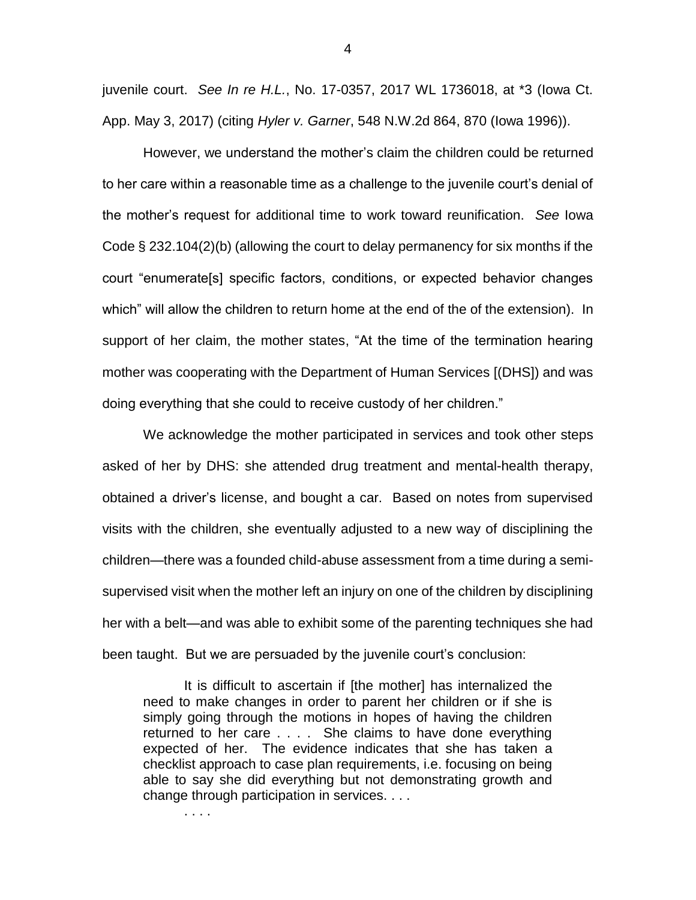juvenile court. *See In re H.L.*, No. 17-0357, 2017 WL 1736018, at *3 (Iowa Ct. App. May 3, 2017) (citing *Hyler v. Garner*, 548 N.W.2d 864, 870 (Iowa 1996)).

However, we understand the mother's claim the children could be returned to her care within a reasonable time as a challenge to the juvenile court's denial of the mother's request for additional time to work toward reunification. *See* Iowa Code § 232.104(2)(b) (allowing the court to delay permanency for six months if the court "enumerate[s] specific factors, conditions, or expected behavior changes which" will allow the children to return home at the end of the of the extension). In support of her claim, the mother states, "At the time of the termination hearing mother was cooperating with the Department of Human Services [(DHS]) and was doing everything that she could to receive custody of her children."

We acknowledge the mother participated in services and took other steps asked of her by DHS: she attended drug treatment and mental-health therapy, obtained a driver's license, and bought a car. Based on notes from supervised visits with the children, she eventually adjusted to a new way of disciplining the children—there was a founded child-abuse assessment from a time during a semi-supervised visit when the mother left an injury on one of the children by disciplining her with a belt—and was able to exhibit some of the parenting techniques she had been taught. But we are persuaded by the juvenile court's conclusion:

> It is difficult to ascertain if [the mother] has internalized the need to make changes in order to parent her children or if she is simply going through the motions in hopes of having the children returned to her care . . . . She claims to have done everything expected of her. The evidence indicates that she has taken a checklist approach to case plan requirements, i.e. focusing on being able to say she did everything but not demonstrating growth and change through participation in services. . . .
>
> . . . .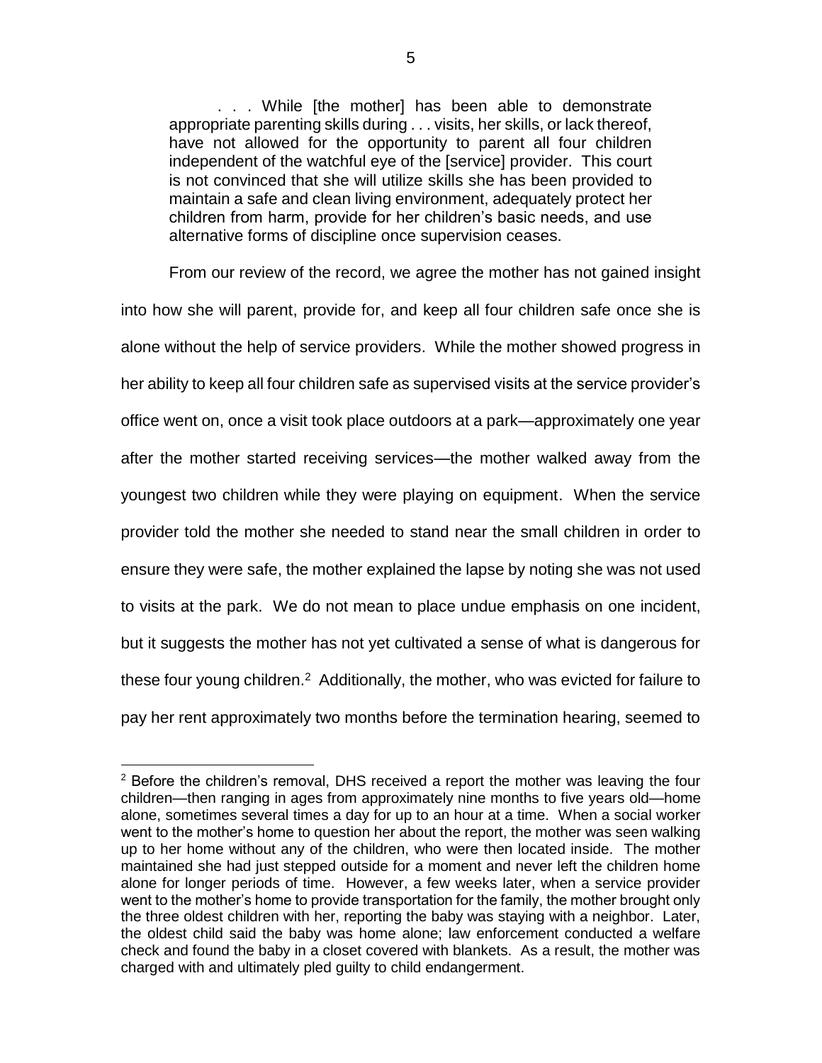> . . . While [the mother] has been able to demonstrate appropriate parenting skills during . . . visits, her skills, or lack thereof, have not allowed for the opportunity to parent all four children independent of the watchful eye of the [service] provider. This court is not convinced that she will utilize skills she has been provided to maintain a safe and clean living environment, adequately protect her children from harm, provide for her children's basic needs, and use alternative forms of discipline once supervision ceases.

From our review of the record, we agree the mother has not gained insight into how she will parent, provide for, and keep all four children safe once she is alone without the help of service providers. While the mother showed progress in her ability to keep all four children safe as supervised visits at the service provider's office went on, once a visit took place outdoors at a park—approximately one year after the mother started receiving services—the mother walked away from the youngest two children while they were playing on equipment. When the service provider told the mother she needed to stand near the small children in order to ensure they were safe, the mother explained the lapse by noting she was not used to visits at the park. We do not mean to place undue emphasis on one incident, but it suggests the mother has not yet cultivated a sense of what is dangerous for these four young children.[2] Additionally, the mother, who was evicted for failure to pay her rent approximately two months before the termination hearing, seemed to

[2] Before the children's removal, DHS received a report the mother was leaving the four children—then ranging in ages from approximately nine months to five years old—home alone, sometimes several times a day for up to an hour at a time. When a social worker went to the mother's home to question her about the report, the mother was seen walking up to her home without any of the children, who were then located inside. The mother maintained she had just stepped outside for a moment and never left the children home alone for longer periods of time. However, a few weeks later, when a service provider went to the mother's home to provide transportation for the family, the mother brought only the three oldest children with her, reporting the baby was staying with a neighbor. Later, the oldest child said the baby was home alone; law enforcement conducted a welfare check and found the baby in a closet covered with blankets. As a result, the mother was charged with and ultimately pled guilty to child endangerment.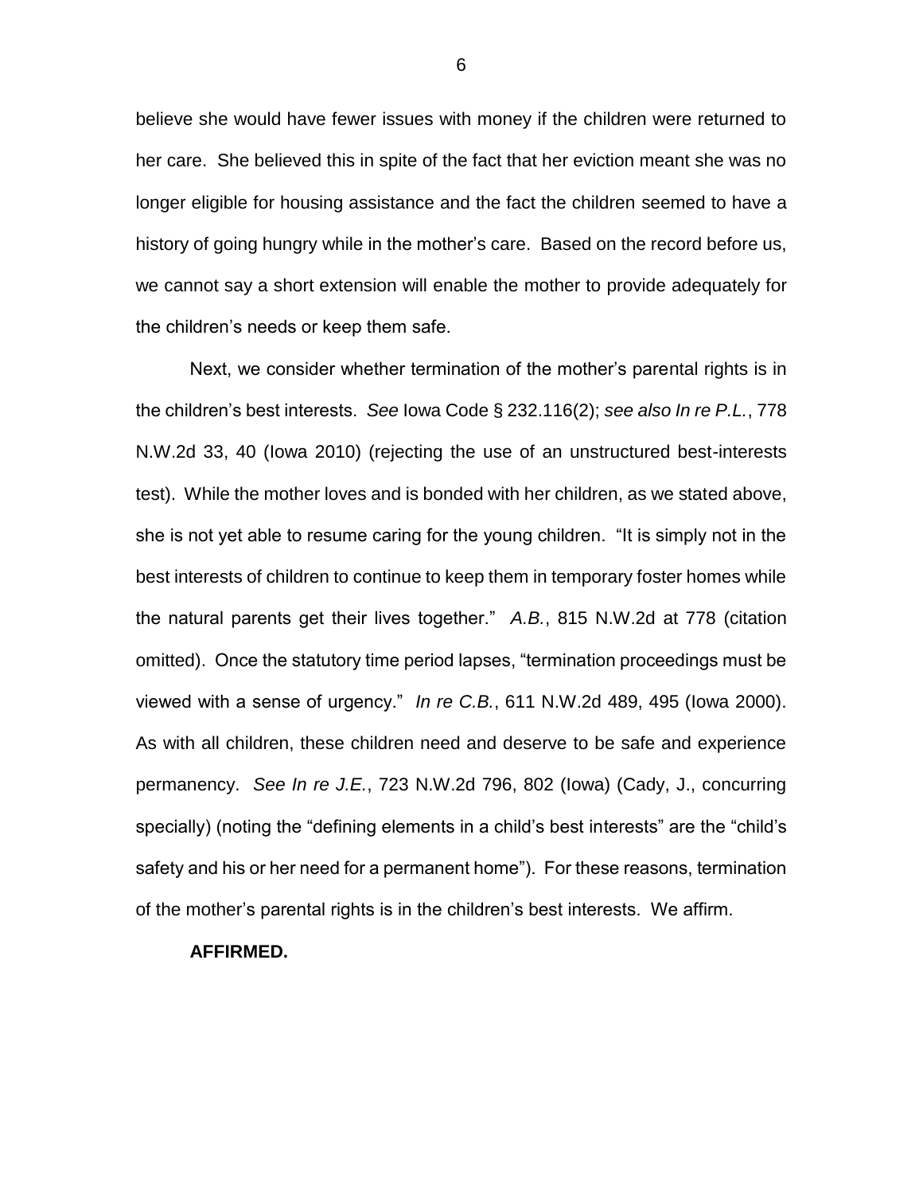believe she would have fewer issues with money if the children were returned to her care. She believed this in spite of the fact that her eviction meant she was no longer eligible for housing assistance and the fact the children seemed to have a history of going hungry while in the mother's care. Based on the record before us, we cannot say a short extension will enable the mother to provide adequately for the children's needs or keep them safe.

Next, we consider whether termination of the mother's parental rights is in the children's best interests. *See* Iowa Code § 232.116(2); *see also In re P.L.*, 778 N.W.2d 33, 40 (Iowa 2010) (rejecting the use of an unstructured best-interests test). While the mother loves and is bonded with her children, as we stated above, she is not yet able to resume caring for the young children. "It is simply not in the best interests of children to continue to keep them in temporary foster homes while the natural parents get their lives together." *A.B.*, 815 N.W.2d at 778 (citation omitted). Once the statutory time period lapses, "termination proceedings must be viewed with a sense of urgency." *In re C.B.*, 611 N.W.2d 489, 495 (Iowa 2000). As with all children, these children need and deserve to be safe and experience permanency. *See In re J.E.*, 723 N.W.2d 796, 802 (Iowa) (Cady, J., concurring specially) (noting the "defining elements in a child's best interests" are the "child's safety and his or her need for a permanent home"). For these reasons, termination of the mother's parental rights is in the children's best interests. We affirm.

**AFFIRMED.**